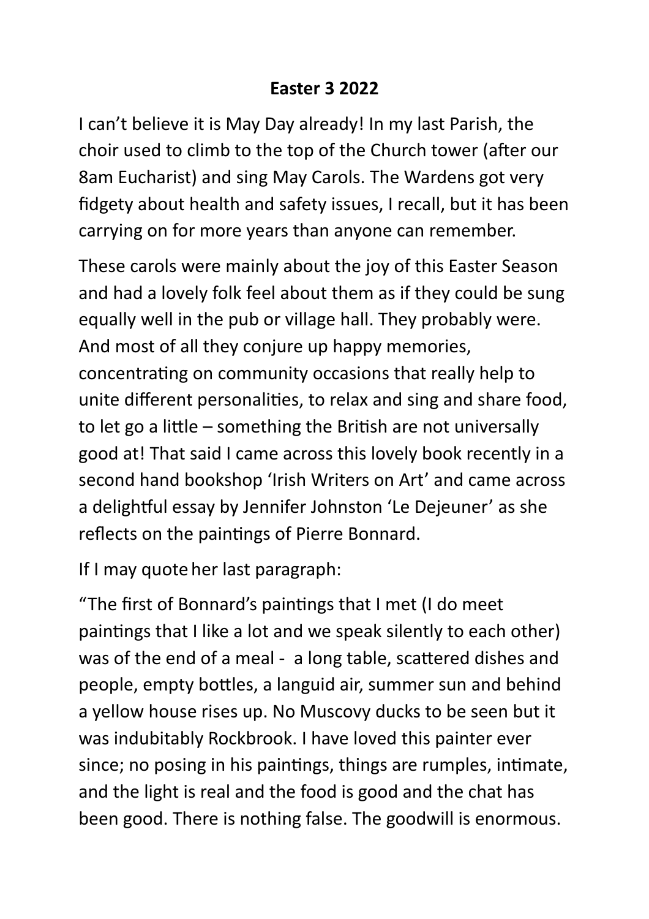**Easter 3 2022**

I can't believe it is May Day already! In my last Parish, the choir used to climb to the top of the Church tower (after our 8am Eucharist) and sing May Carols. The Wardens got very fidgety about health and safety issues, I recall, but it has been carrying on for more years than anyone can remember.

These carols were mainly about the joy of this Easter Season and had a lovely folk feel about them as if they could be sung equally well in the pub or village hall. They probably were. And most of all they conjure up happy memories, concentrating on community occasions that really help to unite different personalities, to relax and sing and share food, to let go a little – something the British are not universally good at! That said I came across this lovely book recently in a second hand bookshop 'Irish Writers on Art' and came across a delightful essay by Jennifer Johnston 'Le Dejeuner' as she reflects on the paintings of Pierre Bonnard.

If I may quote her last paragraph:

"The first of Bonnard's paintings that I met (I do meet paintings that I like a lot and we speak silently to each other) was of the end of a meal - a long table, scattered dishes and people, empty bottles, a languid air, summer sun and behind a yellow house rises up. No Muscovy ducks to be seen but it was indubitably Rockbrook. I have loved this painter ever since; no posing in his paintings, things are rumples, intimate, and the light is real and the food is good and the chat has been good. There is nothing false. The goodwill is enormous.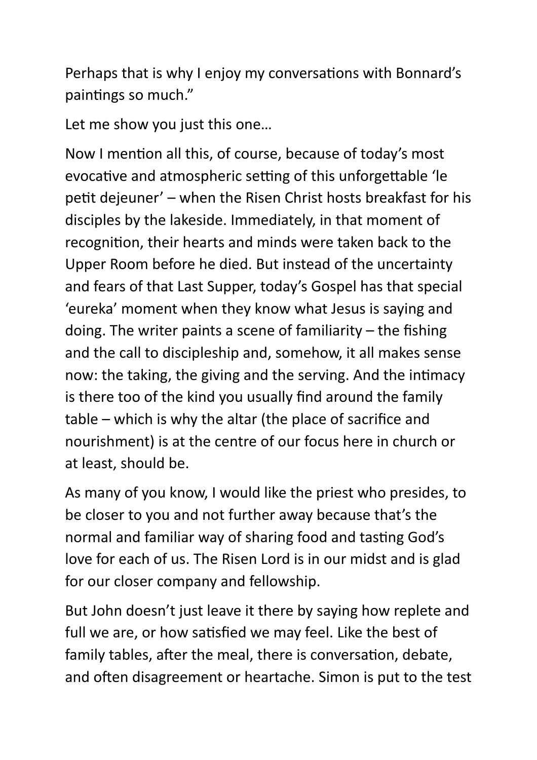Perhaps that is why I enjoy my conversations with Bonnard's paintings so much."

Let me show you just this one…

Now I mention all this, of course, because of today's most evocative and atmospheric setting of this unforgettable 'le petit dejeuner' – when the Risen Christ hosts breakfast for his disciples by the lakeside. Immediately, in that moment of recognition, their hearts and minds were taken back to the Upper Room before he died. But instead of the uncertainty and fears of that Last Supper, today's Gospel has that special 'eureka' moment when they know what Jesus is saying and doing. The writer paints a scene of familiarity – the fishing and the call to discipleship and, somehow, it all makes sense now: the taking, the giving and the serving. And the intimacy is there too of the kind you usually find around the family table – which is why the altar (the place of sacrifice and nourishment) is at the centre of our focus here in church or at least, should be.

As many of you know, I would like the priest who presides, to be closer to you and not further away because that's the normal and familiar way of sharing food and tasting God's love for each of us. The Risen Lord is in our midst and is glad for our closer company and fellowship.

But John doesn't just leave it there by saying how replete and full we are, or how satisfied we may feel. Like the best of family tables, after the meal, there is conversation, debate, and often disagreement or heartache. Simon is put to the test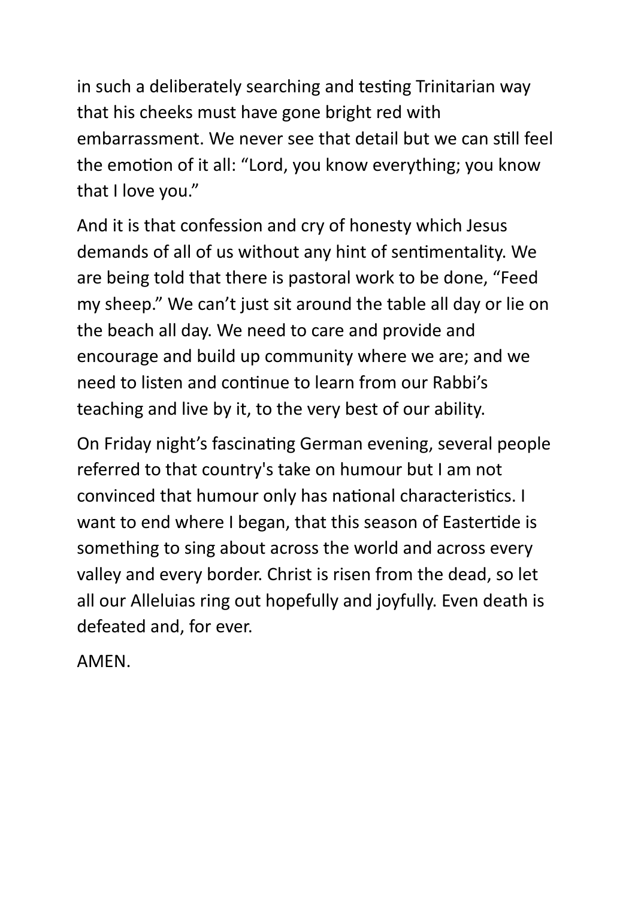in such a deliberately searching and testing Trinitarian way that his cheeks must have gone bright red with embarrassment. We never see that detail but we can still feel the emotion of it all: "Lord, you know everything; you know that I love you."

And it is that confession and cry of honesty which Jesus demands of all of us without any hint of sentimentality. We are being told that there is pastoral work to be done, "Feed my sheep." We can't just sit around the table all day or lie on the beach all day. We need to care and provide and encourage and build up community where we are; and we need to listen and continue to learn from our Rabbi's teaching and live by it, to the very best of our ability.

On Friday night's fascinating German evening, several people referred to that country's take on humour but I am not convinced that humour only has national characteristics. I want to end where I began, that this season of Eastertide is something to sing about across the world and across every valley and every border. Christ is risen from the dead, so let all our Alleluias ring out hopefully and joyfully. Even death is defeated and, for ever.

AMEN.